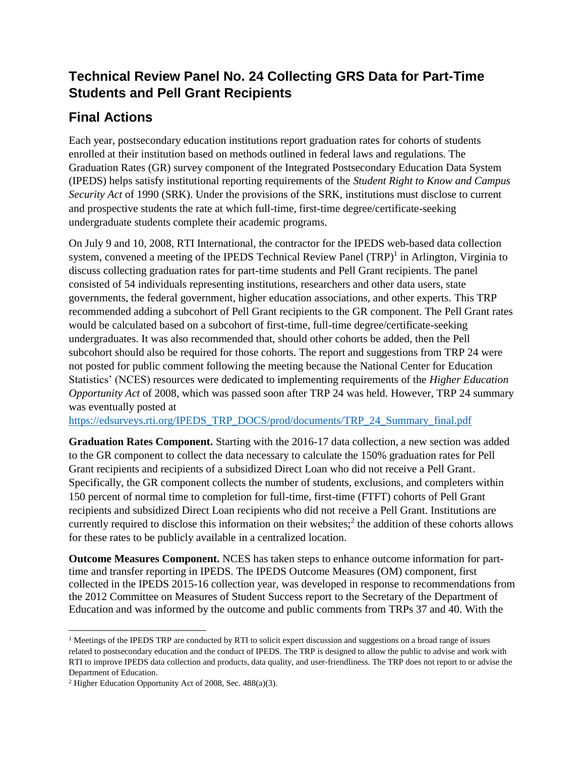# Technical Review Panel No. 24 Collecting GRS Data for Part-Time Students and Pell Grant Recipients

## Final Actions

Each year, postsecondary education institutions report graduation rates for cohorts of students enrolled at their institution based on methods outlined in federal laws and regulations. The Graduation Rates (GR) survey component of the Integrated Postsecondary Education Data System (IPEDS) helps satisfy institutional reporting requirements of the *Student Right to Know and Campus Security Act* of 1990 (SRK). Under the provisions of the SRK, institutions must disclose to current and prospective students the rate at which full-time, first-time degree/certificate-seeking undergraduate students complete their academic programs.

On July 9 and 10, 2008, RTI International, the contractor for the IPEDS web-based data collection system, convened a meeting of the IPEDS Technical Review Panel (TRP)[1] in Arlington, Virginia to discuss collecting graduation rates for part-time students and Pell Grant recipients. The panel consisted of 54 individuals representing institutions, researchers and other data users, state governments, the federal government, higher education associations, and other experts. This TRP recommended adding a subcohort of Pell Grant recipients to the GR component. The Pell Grant rates would be calculated based on a subcohort of first-time, full-time degree/certificate-seeking undergraduates. It was also recommended that, should other cohorts be added, then the Pell subcohort should also be required for those cohorts. The report and suggestions from TRP 24 were not posted for public comment following the meeting because the National Center for Education Statistics' (NCES) resources were dedicated to implementing requirements of the *Higher Education Opportunity Act* of 2008, which was passed soon after TRP 24 was held. However, TRP 24 summary was eventually posted at https://edsurveys.rti.org/IPEDS_TRP_DOCS/prod/documents/TRP_24_Summary_final.pdf

**Graduation Rates Component.** Starting with the 2016-17 data collection, a new section was added to the GR component to collect the data necessary to calculate the 150% graduation rates for Pell Grant recipients and recipients of a subsidized Direct Loan who did not receive a Pell Grant. Specifically, the GR component collects the number of students, exclusions, and completers within 150 percent of normal time to completion for full-time, first-time (FTFT) cohorts of Pell Grant recipients and subsidized Direct Loan recipients who did not receive a Pell Grant. Institutions are currently required to disclose this information on their websites;[2] the addition of these cohorts allows for these rates to be publicly available in a centralized location.

**Outcome Measures Component.** NCES has taken steps to enhance outcome information for part-time and transfer reporting in IPEDS. The IPEDS Outcome Measures (OM) component, first collected in the IPEDS 2015-16 collection year, was developed in response to recommendations from the 2012 Committee on Measures of Student Success report to the Secretary of the Department of Education and was informed by the outcome and public comments from TRPs 37 and 40. With the

---

[1] Meetings of the IPEDS TRP are conducted by RTI to solicit expert discussion and suggestions on a broad range of issues related to postsecondary education and the conduct of IPEDS. The TRP is designed to allow the public to advise and work with RTI to improve IPEDS data collection and products, data quality, and user-friendliness. The TRP does not report to or advise the Department of Education.

[2] Higher Education Opportunity Act of 2008, Sec. 488(a)(3).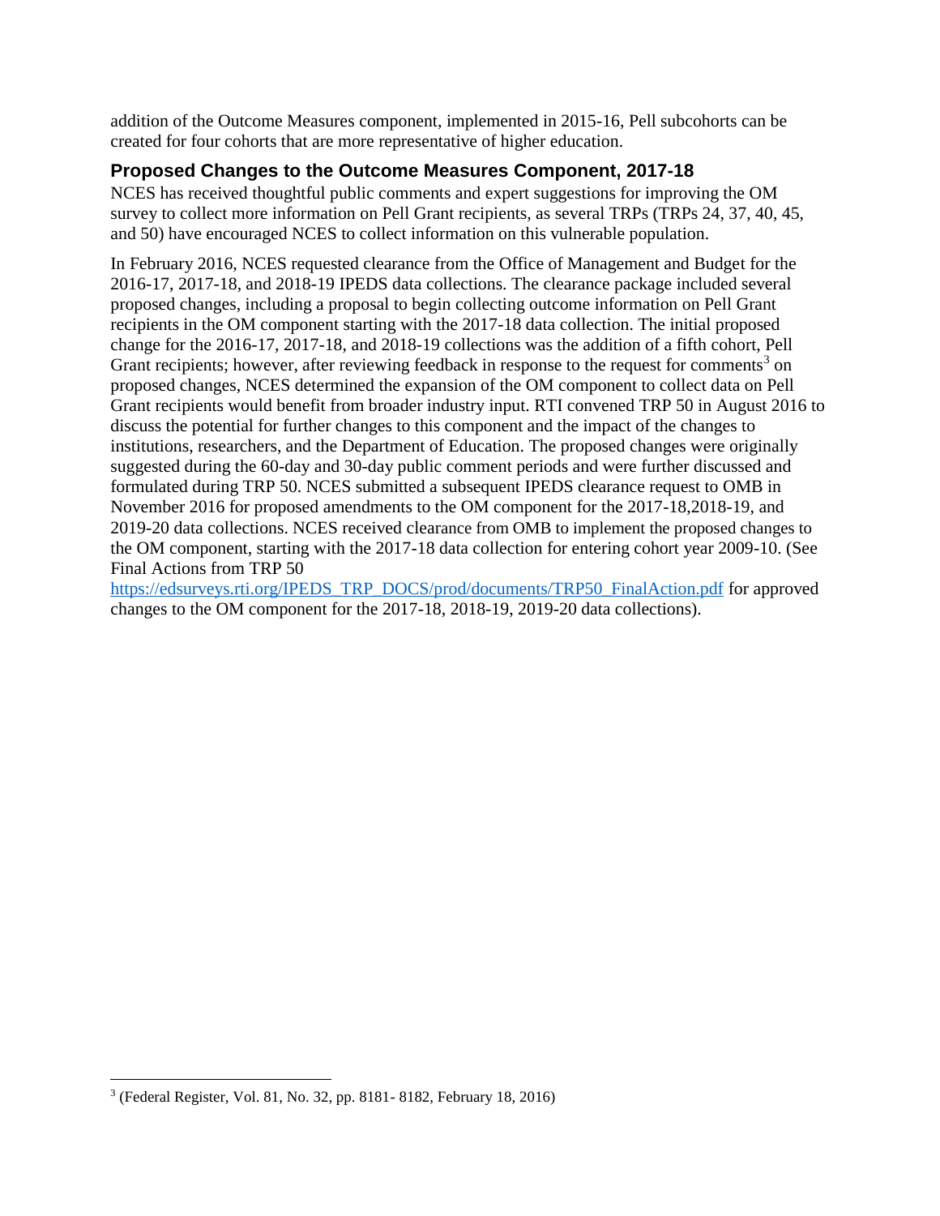addition of the Outcome Measures component, implemented in 2015-16, Pell subcohorts can be created for four cohorts that are more representative of higher education.

## Proposed Changes to the Outcome Measures Component, 2017-18

NCES has received thoughtful public comments and expert suggestions for improving the OM survey to collect more information on Pell Grant recipients, as several TRPs (TRPs 24, 37, 40, 45, and 50) have encouraged NCES to collect information on this vulnerable population.

In February 2016, NCES requested clearance from the Office of Management and Budget for the 2016-17, 2017-18, and 2018-19 IPEDS data collections. The clearance package included several proposed changes, including a proposal to begin collecting outcome information on Pell Grant recipients in the OM component starting with the 2017-18 data collection. The initial proposed change for the 2016-17, 2017-18, and 2018-19 collections was the addition of a fifth cohort, Pell Grant recipients; however, after reviewing feedback in response to the request for comments[3] on proposed changes, NCES determined the expansion of the OM component to collect data on Pell Grant recipients would benefit from broader industry input. RTI convened TRP 50 in August 2016 to discuss the potential for further changes to this component and the impact of the changes to institutions, researchers, and the Department of Education. The proposed changes were originally suggested during the 60-day and 30-day public comment periods and were further discussed and formulated during TRP 50. NCES submitted a subsequent IPEDS clearance request to OMB in November 2016 for proposed amendments to the OM component for the 2017-18,2018-19, and 2019-20 data collections. NCES received clearance from OMB to implement the proposed changes to the OM component, starting with the 2017-18 data collection for entering cohort year 2009-10. (See Final Actions from TRP 50 https://edsurveys.rti.org/IPEDS_TRP_DOCS/prod/documents/TRP50_FinalAction.pdf for approved changes to the OM component for the 2017-18, 2018-19, 2019-20 data collections).

---

[3] (Federal Register, Vol. 81, No. 32, pp. 8181- 8182, February 18, 2016)